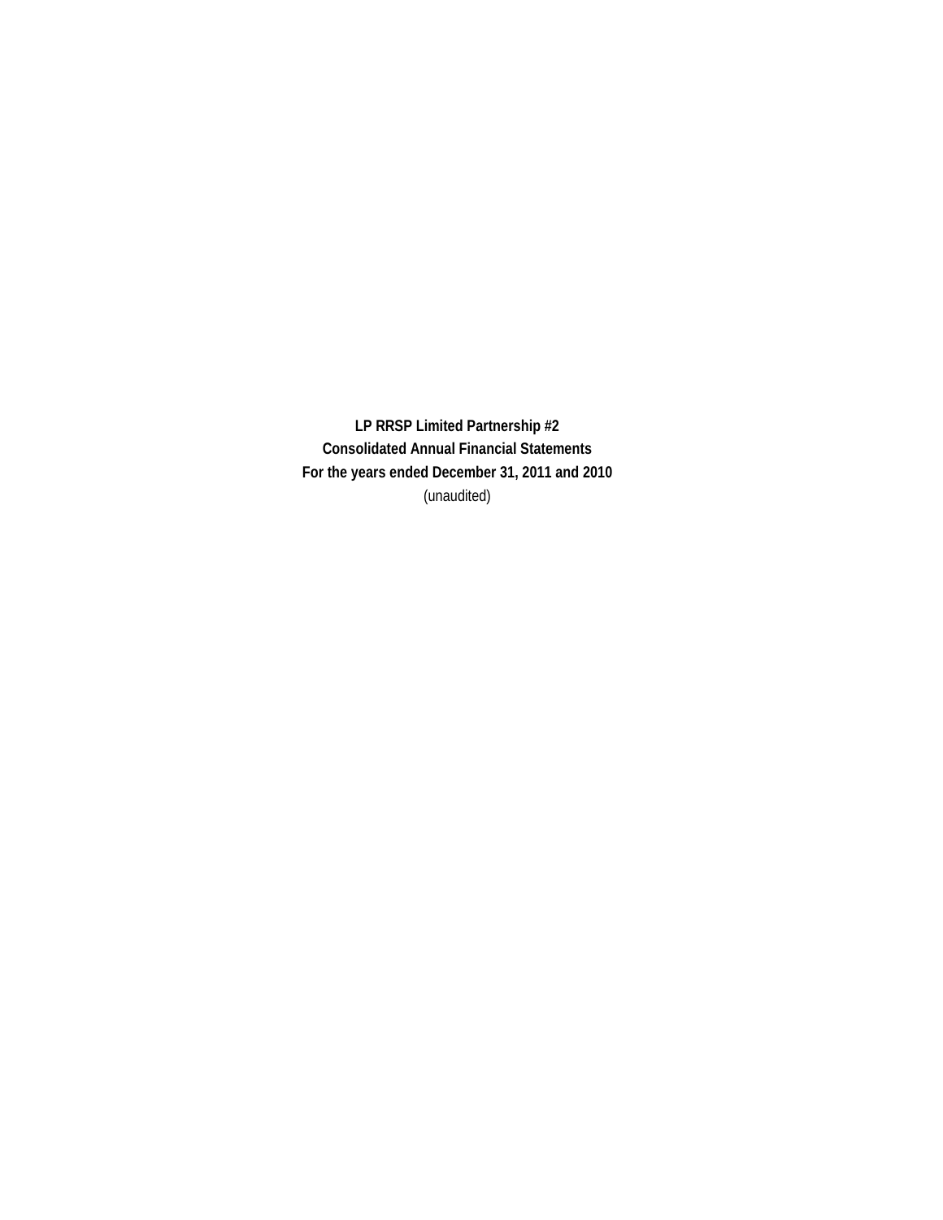**LP RRSP Limited Partnership #2**

**Consolidated Annual Financial Statements**

**For the years ended December 31, 2011 and 2010**

(unaudited)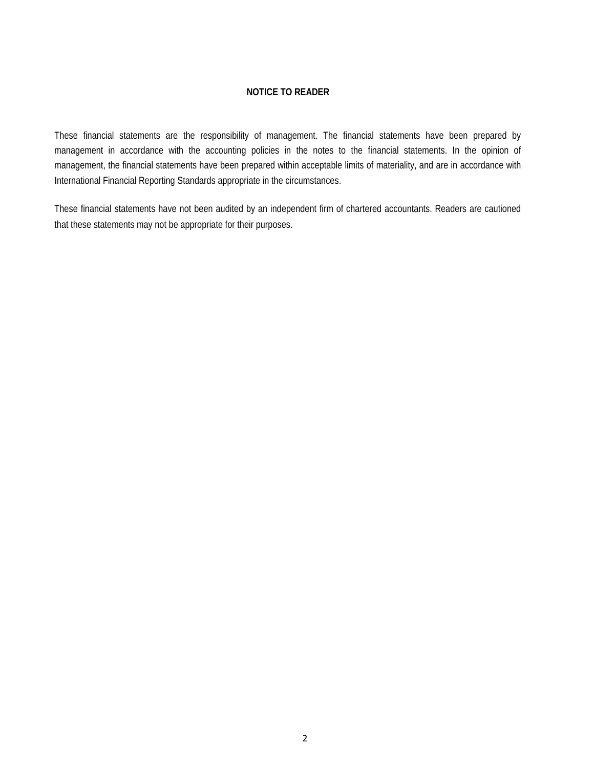**NOTICE TO READER**

These financial statements are the responsibility of management. The financial statements have been prepared by management in accordance with the accounting policies in the notes to the financial statements. In the opinion of management, the financial statements have been prepared within acceptable limits of materiality, and are in accordance with International Financial Reporting Standards appropriate in the circumstances.

These financial statements have not been audited by an independent firm of chartered accountants. Readers are cautioned that these statements may not be appropriate for their purposes.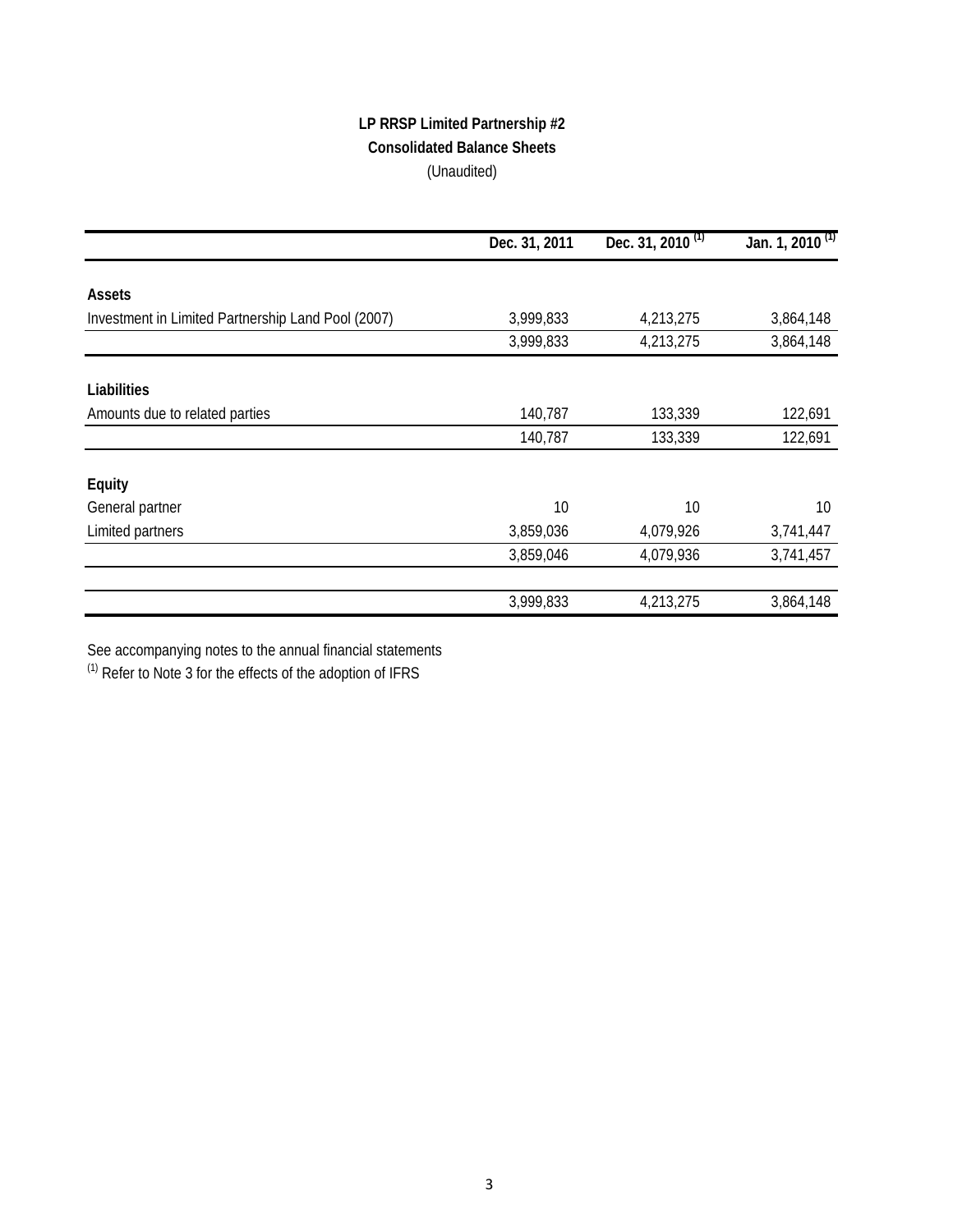**LP RRSP Limited Partnership #2**

**Consolidated Balance Sheets**

(Unaudited)

| | Dec. 31, 2011 | Dec. 31, 2010 [(1)] | Jan. 1, 2010 [(1)] |
|---|---|---|---|
| **Assets** | | | |
| Investment in Limited Partnership Land Pool (2007) | 3,999,833 | 4,213,275 | 3,864,148 |
| | 3,999,833 | 4,213,275 | 3,864,148 |
| **Liabilities** | | | |
| Amounts due to related parties | 140,787 | 133,339 | 122,691 |
| | 140,787 | 133,339 | 122,691 |
| **Equity** | | | |
| General partner | 10 | 10 | 10 |
| Limited partners | 3,859,036 | 4,079,926 | 3,741,447 |
| | 3,859,046 | 4,079,936 | 3,741,457 |
| | 3,999,833 | 4,213,275 | 3,864,148 |

See accompanying notes to the annual financial statements

[(1)] Refer to Note 3 for the effects of the adoption of IFRS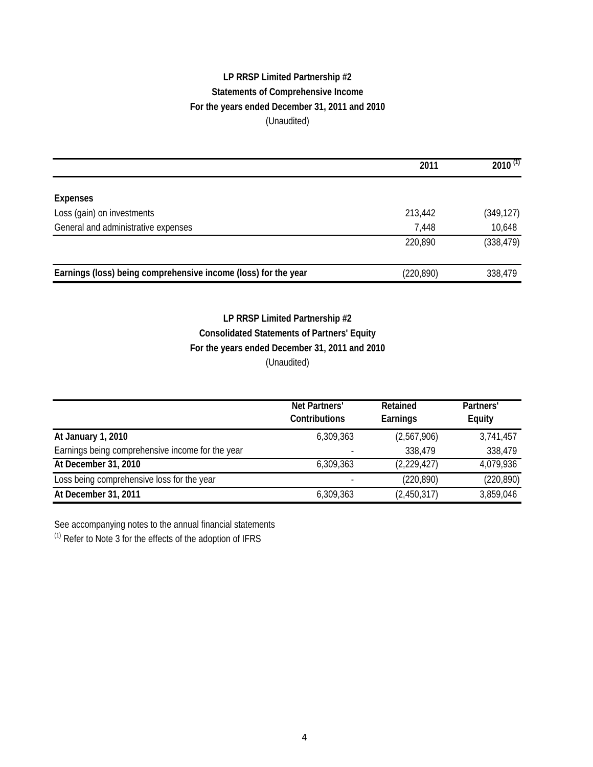**LP RRSP Limited Partnership #2**

**Statements of Comprehensive Income**

**For the years ended December 31, 2011 and 2010**

(Unaudited)

| | 2011 | 2010 [(1)] |
|---|---|---|
| **Expenses** | | |
| Loss (gain) on investments | 213,442 | (349,127) |
| General and administrative expenses | 7,448 | 10,648 |
| | 220,890 | (338,479) |
| **Earnings (loss) being comprehensive income (loss) for the year** | (220,890) | 338,479 |

**LP RRSP Limited Partnership #2**

**Consolidated Statements of Partners' Equity**

**For the years ended December 31, 2011 and 2010**

(Unaudited)

| | Net Partners' Contributions | Retained Earnings | Partners' Equity |
|---|---|---|---|
| **At January 1, 2010** | 6,309,363 | (2,567,906) | 3,741,457 |
| Earnings being comprehensive income for the year | - | 338,479 | 338,479 |
| **At December 31, 2010** | 6,309,363 | (2,229,427) | 4,079,936 |
| Loss being comprehensive loss for the year | - | (220,890) | (220,890) |
| **At December 31, 2011** | 6,309,363 | (2,450,317) | 3,859,046 |

See accompanying notes to the annual financial statements

(1) Refer to Note 3 for the effects of the adoption of IFRS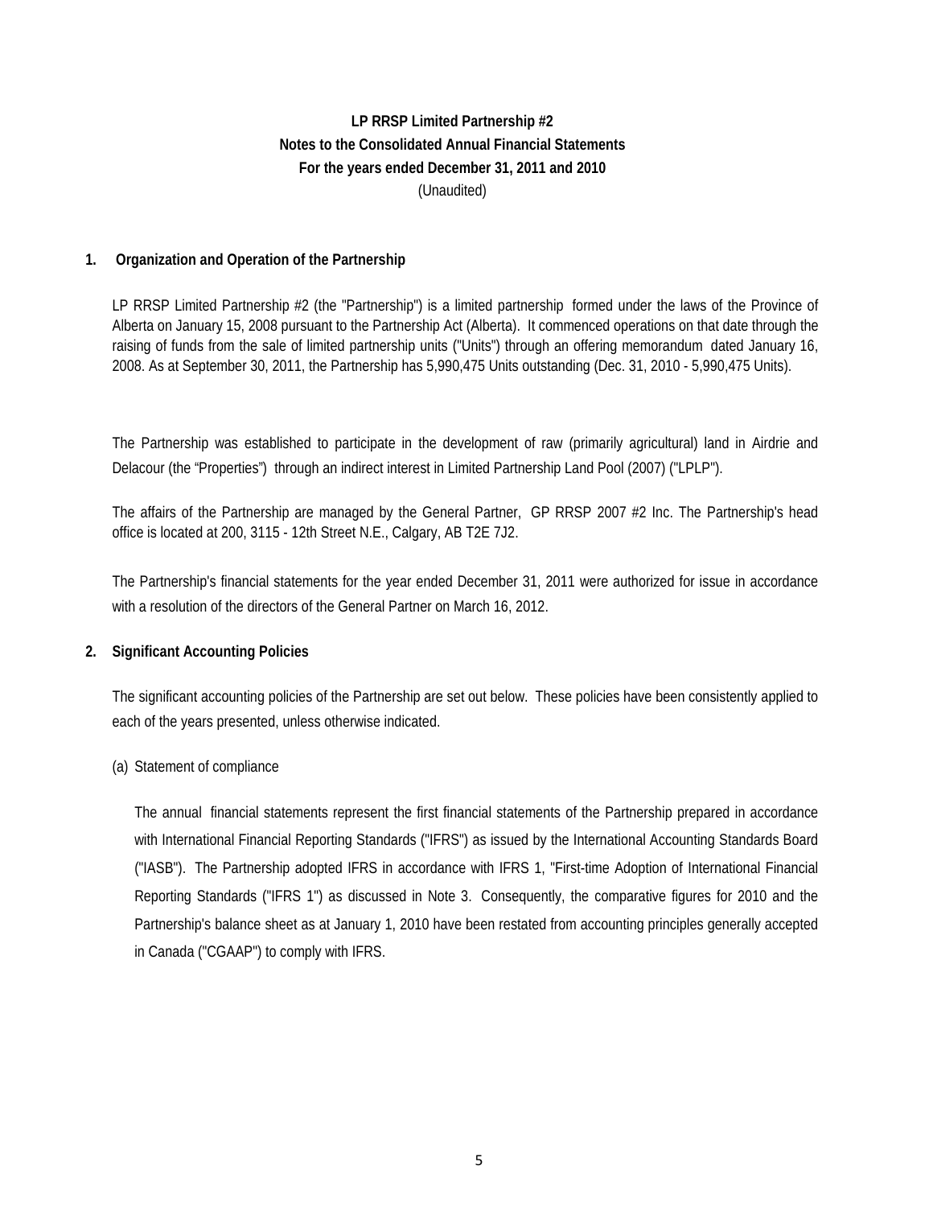**LP RRSP Limited Partnership #2**
**Notes to the Consolidated Annual Financial Statements**
**For the years ended December 31, 2011 and 2010**
(Unaudited)

## 1. Organization and Operation of the Partnership

LP RRSP Limited Partnership #2 (the "Partnership") is a limited partnership formed under the laws of the Province of Alberta on January 15, 2008 pursuant to the Partnership Act (Alberta). It commenced operations on that date through the raising of funds from the sale of limited partnership units ("Units") through an offering memorandum dated January 16, 2008. As at September 30, 2011, the Partnership has 5,990,475 Units outstanding (Dec. 31, 2010 - 5,990,475 Units).

The Partnership was established to participate in the development of raw (primarily agricultural) land in Airdrie and Delacour (the "Properties") through an indirect interest in Limited Partnership Land Pool (2007) ("LPLP").

The affairs of the Partnership are managed by the General Partner, GP RRSP 2007 #2 Inc. The Partnership's head office is located at 200, 3115 - 12th Street N.E., Calgary, AB T2E 7J2.

The Partnership's financial statements for the year ended December 31, 2011 were authorized for issue in accordance with a resolution of the directors of the General Partner on March 16, 2012.

## 2. Significant Accounting Policies

The significant accounting policies of the Partnership are set out below. These policies have been consistently applied to each of the years presented, unless otherwise indicated.

(a) Statement of compliance

The annual financial statements represent the first financial statements of the Partnership prepared in accordance with International Financial Reporting Standards ("IFRS") as issued by the International Accounting Standards Board ("IASB"). The Partnership adopted IFRS in accordance with IFRS 1, "First-time Adoption of International Financial Reporting Standards ("IFRS 1") as discussed in Note 3. Consequently, the comparative figures for 2010 and the Partnership's balance sheet as at January 1, 2010 have been restated from accounting principles generally accepted in Canada ("CGAAP") to comply with IFRS.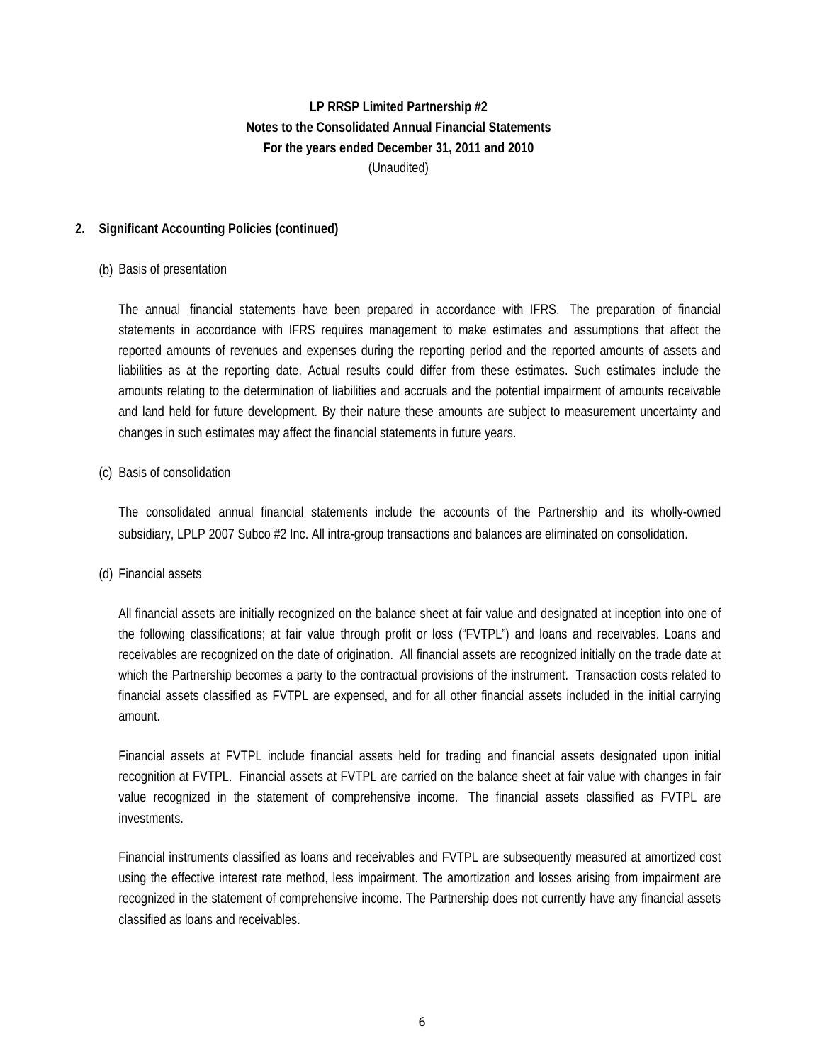**LP RRSP Limited Partnership #2**
**Notes to the Consolidated Annual Financial Statements**
**For the years ended December 31, 2011 and 2010**
(Unaudited)

## 2. Significant Accounting Policies (continued)

(b) Basis of presentation

The annual financial statements have been prepared in accordance with IFRS. The preparation of financial statements in accordance with IFRS requires management to make estimates and assumptions that affect the reported amounts of revenues and expenses during the reporting period and the reported amounts of assets and liabilities as at the reporting date. Actual results could differ from these estimates. Such estimates include the amounts relating to the determination of liabilities and accruals and the potential impairment of amounts receivable and land held for future development. By their nature these amounts are subject to measurement uncertainty and changes in such estimates may affect the financial statements in future years.

(c) Basis of consolidation

The consolidated annual financial statements include the accounts of the Partnership and its wholly-owned subsidiary, LPLP 2007 Subco #2 Inc. All intra-group transactions and balances are eliminated on consolidation.

(d) Financial assets

All financial assets are initially recognized on the balance sheet at fair value and designated at inception into one of the following classifications; at fair value through profit or loss ("FVTPL") and loans and receivables. Loans and receivables are recognized on the date of origination. All financial assets are recognized initially on the trade date at which the Partnership becomes a party to the contractual provisions of the instrument. Transaction costs related to financial assets classified as FVTPL are expensed, and for all other financial assets included in the initial carrying amount.

Financial assets at FVTPL include financial assets held for trading and financial assets designated upon initial recognition at FVTPL. Financial assets at FVTPL are carried on the balance sheet at fair value with changes in fair value recognized in the statement of comprehensive income. The financial assets classified as FVTPL are investments.

Financial instruments classified as loans and receivables and FVTPL are subsequently measured at amortized cost using the effective interest rate method, less impairment. The amortization and losses arising from impairment are recognized in the statement of comprehensive income. The Partnership does not currently have any financial assets classified as loans and receivables.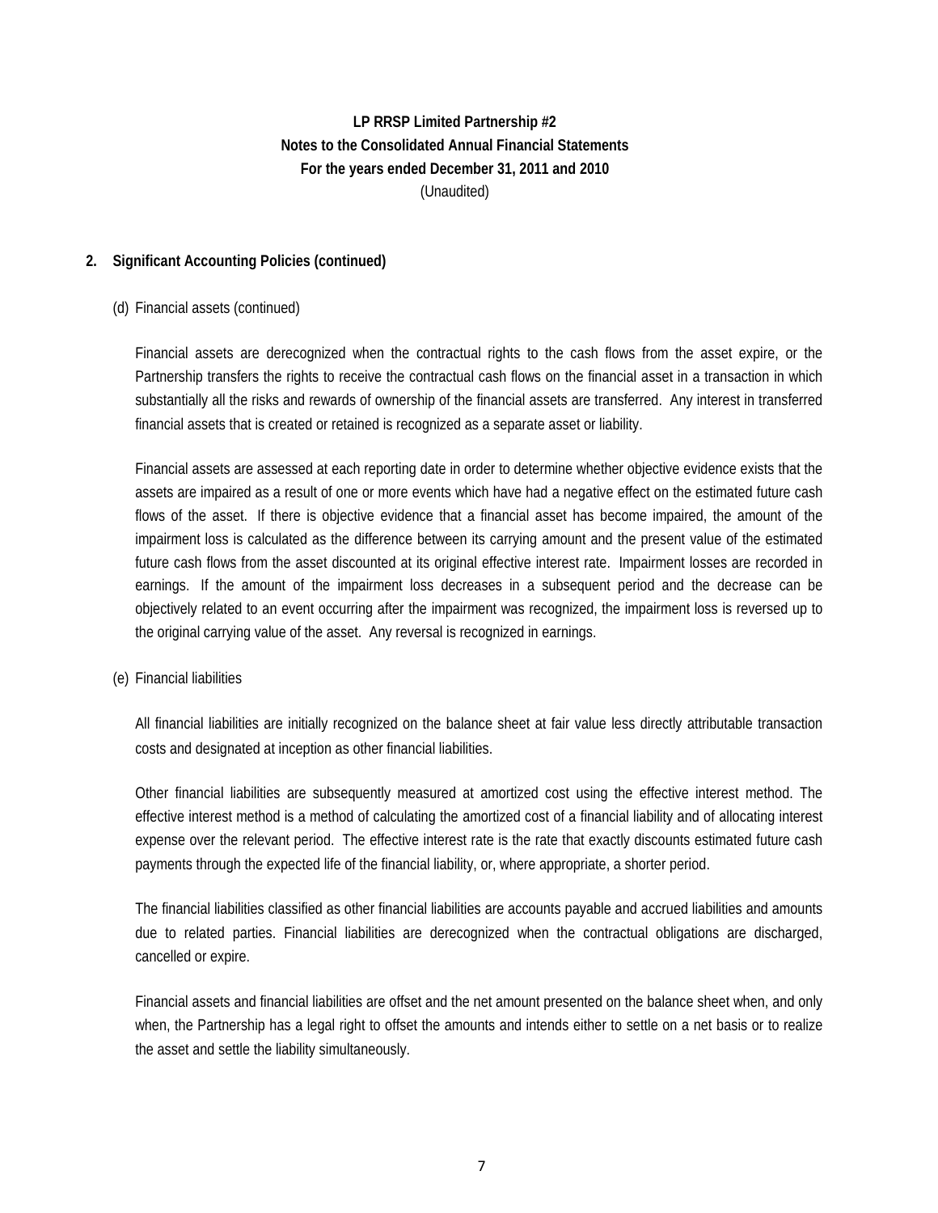**LP RRSP Limited Partnership #2**
**Notes to the Consolidated Annual Financial Statements**
**For the years ended December 31, 2011 and 2010**
(Unaudited)

**2. Significant Accounting Policies (continued)**

(d) Financial assets (continued)

Financial assets are derecognized when the contractual rights to the cash flows from the asset expire, or the Partnership transfers the rights to receive the contractual cash flows on the financial asset in a transaction in which substantially all the risks and rewards of ownership of the financial assets are transferred. Any interest in transferred financial assets that is created or retained is recognized as a separate asset or liability.

Financial assets are assessed at each reporting date in order to determine whether objective evidence exists that the assets are impaired as a result of one or more events which have had a negative effect on the estimated future cash flows of the asset. If there is objective evidence that a financial asset has become impaired, the amount of the impairment loss is calculated as the difference between its carrying amount and the present value of the estimated future cash flows from the asset discounted at its original effective interest rate. Impairment losses are recorded in earnings. If the amount of the impairment loss decreases in a subsequent period and the decrease can be objectively related to an event occurring after the impairment was recognized, the impairment loss is reversed up to the original carrying value of the asset. Any reversal is recognized in earnings.

(e) Financial liabilities

All financial liabilities are initially recognized on the balance sheet at fair value less directly attributable transaction costs and designated at inception as other financial liabilities.

Other financial liabilities are subsequently measured at amortized cost using the effective interest method. The effective interest method is a method of calculating the amortized cost of a financial liability and of allocating interest expense over the relevant period. The effective interest rate is the rate that exactly discounts estimated future cash payments through the expected life of the financial liability, or, where appropriate, a shorter period.

The financial liabilities classified as other financial liabilities are accounts payable and accrued liabilities and amounts due to related parties. Financial liabilities are derecognized when the contractual obligations are discharged, cancelled or expire.

Financial assets and financial liabilities are offset and the net amount presented on the balance sheet when, and only when, the Partnership has a legal right to offset the amounts and intends either to settle on a net basis or to realize the asset and settle the liability simultaneously.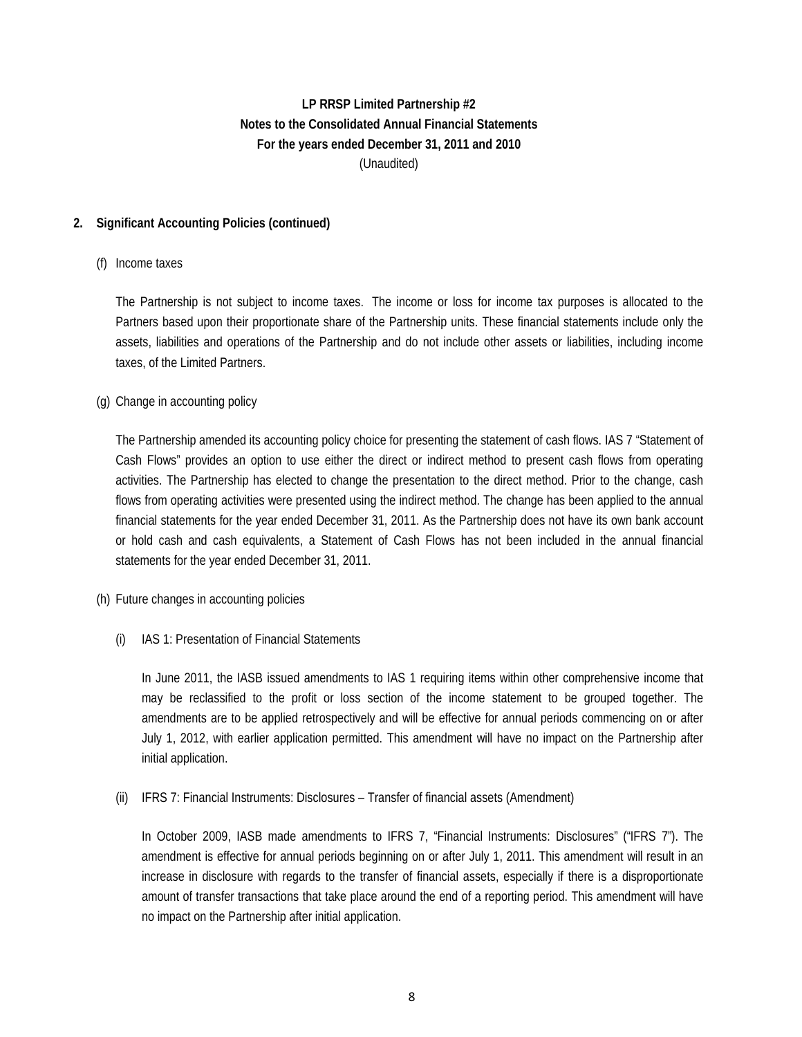**LP RRSP Limited Partnership #2**
**Notes to the Consolidated Annual Financial Statements**
**For the years ended December 31, 2011 and 2010**
(Unaudited)

**2. Significant Accounting Policies (continued)**

(f) Income taxes

The Partnership is not subject to income taxes. The income or loss for income tax purposes is allocated to the Partners based upon their proportionate share of the Partnership units. These financial statements include only the assets, liabilities and operations of the Partnership and do not include other assets or liabilities, including income taxes, of the Limited Partners.

(g) Change in accounting policy

The Partnership amended its accounting policy choice for presenting the statement of cash flows. IAS 7 "Statement of Cash Flows" provides an option to use either the direct or indirect method to present cash flows from operating activities. The Partnership has elected to change the presentation to the direct method. Prior to the change, cash flows from operating activities were presented using the indirect method. The change has been applied to the annual financial statements for the year ended December 31, 2011. As the Partnership does not have its own bank account or hold cash and cash equivalents, a Statement of Cash Flows has not been included in the annual financial statements for the year ended December 31, 2011.

(h) Future changes in accounting policies

(i) IAS 1: Presentation of Financial Statements

In June 2011, the IASB issued amendments to IAS 1 requiring items within other comprehensive income that may be reclassified to the profit or loss section of the income statement to be grouped together. The amendments are to be applied retrospectively and will be effective for annual periods commencing on or after July 1, 2012, with earlier application permitted. This amendment will have no impact on the Partnership after initial application.

(ii) IFRS 7: Financial Instruments: Disclosures – Transfer of financial assets (Amendment)

In October 2009, IASB made amendments to IFRS 7, "Financial Instruments: Disclosures" ("IFRS 7"). The amendment is effective for annual periods beginning on or after July 1, 2011. This amendment will result in an increase in disclosure with regards to the transfer of financial assets, especially if there is a disproportionate amount of transfer transactions that take place around the end of a reporting period. This amendment will have no impact on the Partnership after initial application.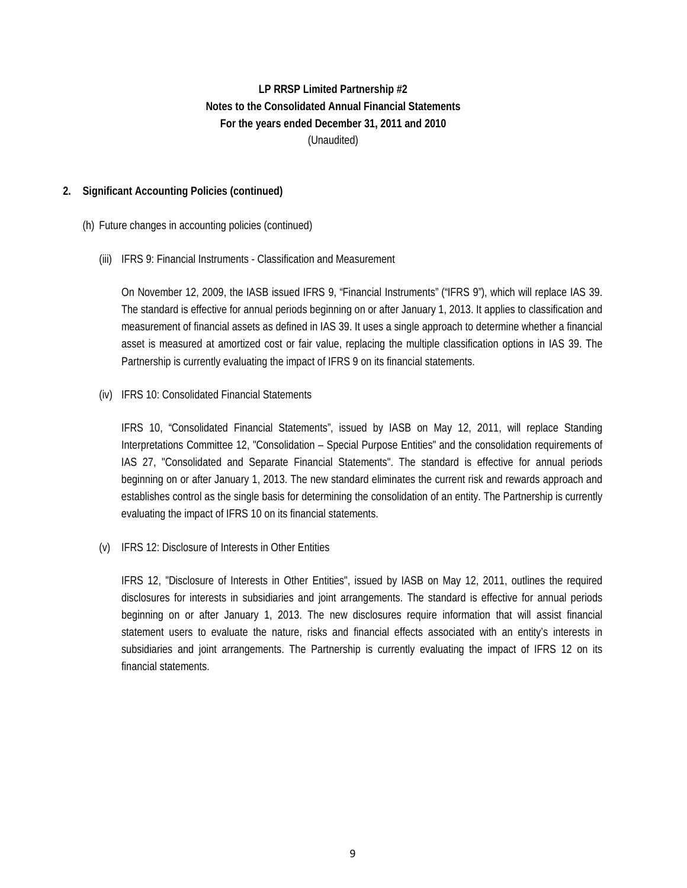**LP RRSP Limited Partnership #2**
**Notes to the Consolidated Annual Financial Statements**
**For the years ended December 31, 2011 and 2010**
(Unaudited)

**2. Significant Accounting Policies (continued)**

(h) Future changes in accounting policies (continued)

(iii) IFRS 9: Financial Instruments - Classification and Measurement

On November 12, 2009, the IASB issued IFRS 9, "Financial Instruments" ("IFRS 9"), which will replace IAS 39. The standard is effective for annual periods beginning on or after January 1, 2013. It applies to classification and measurement of financial assets as defined in IAS 39. It uses a single approach to determine whether a financial asset is measured at amortized cost or fair value, replacing the multiple classification options in IAS 39. The Partnership is currently evaluating the impact of IFRS 9 on its financial statements.

(iv) IFRS 10: Consolidated Financial Statements

IFRS 10, "Consolidated Financial Statements", issued by IASB on May 12, 2011, will replace Standing Interpretations Committee 12, "Consolidation – Special Purpose Entities" and the consolidation requirements of IAS 27, "Consolidated and Separate Financial Statements". The standard is effective for annual periods beginning on or after January 1, 2013. The new standard eliminates the current risk and rewards approach and establishes control as the single basis for determining the consolidation of an entity. The Partnership is currently evaluating the impact of IFRS 10 on its financial statements.

(v) IFRS 12: Disclosure of Interests in Other Entities

IFRS 12, "Disclosure of Interests in Other Entities", issued by IASB on May 12, 2011, outlines the required disclosures for interests in subsidiaries and joint arrangements. The standard is effective for annual periods beginning on or after January 1, 2013. The new disclosures require information that will assist financial statement users to evaluate the nature, risks and financial effects associated with an entity's interests in subsidiaries and joint arrangements. The Partnership is currently evaluating the impact of IFRS 12 on its financial statements.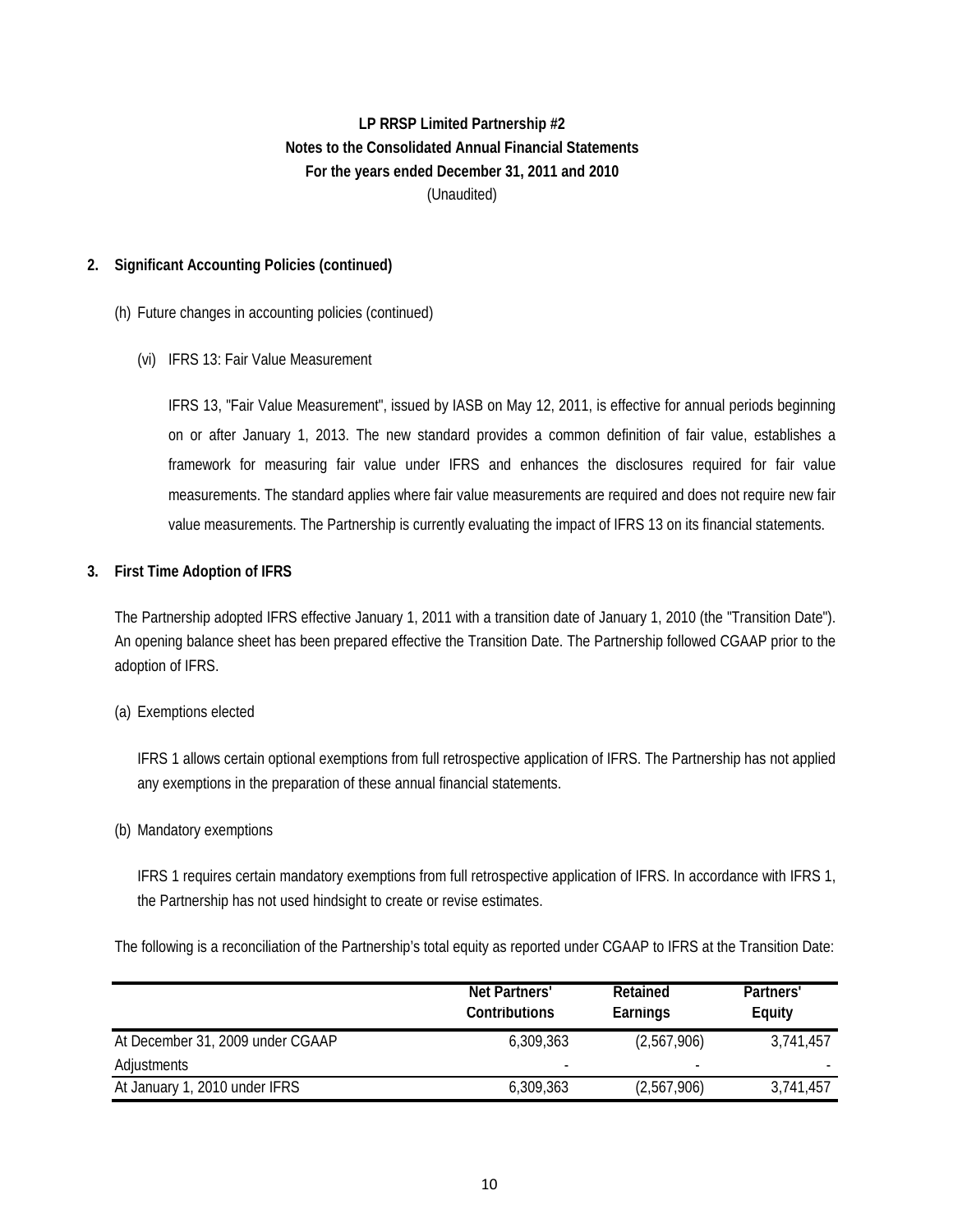# LP RRSP Limited Partnership #2
## Notes to the Consolidated Annual Financial Statements
## For the years ended December 31, 2011 and 2010
(Unaudited)

## 2. Significant Accounting Policies (continued)

(h) Future changes in accounting policies (continued)

(vi) IFRS 13: Fair Value Measurement

IFRS 13, "Fair Value Measurement", issued by IASB on May 12, 2011, is effective for annual periods beginning on or after January 1, 2013. The new standard provides a common definition of fair value, establishes a framework for measuring fair value under IFRS and enhances the disclosures required for fair value measurements. The standard applies where fair value measurements are required and does not require new fair value measurements. The Partnership is currently evaluating the impact of IFRS 13 on its financial statements.

## 3. First Time Adoption of IFRS

The Partnership adopted IFRS effective January 1, 2011 with a transition date of January 1, 2010 (the "Transition Date"). An opening balance sheet has been prepared effective the Transition Date. The Partnership followed CGAAP prior to the adoption of IFRS.

(a) Exemptions elected

IFRS 1 allows certain optional exemptions from full retrospective application of IFRS. The Partnership has not applied any exemptions in the preparation of these annual financial statements.

(b) Mandatory exemptions

IFRS 1 requires certain mandatory exemptions from full retrospective application of IFRS. In accordance with IFRS 1, the Partnership has not used hindsight to create or revise estimates.

The following is a reconciliation of the Partnership's total equity as reported under CGAAP to IFRS at the Transition Date:

| | Net Partners' Contributions | Retained Earnings | Partners' Equity |
|---|---|---|---|
| At December 31, 2009 under CGAAP | 6,309,363 | (2,567,906) | 3,741,457 |
| Adjustments | - | - | - |
| At January 1, 2010 under IFRS | 6,309,363 | (2,567,906) | 3,741,457 |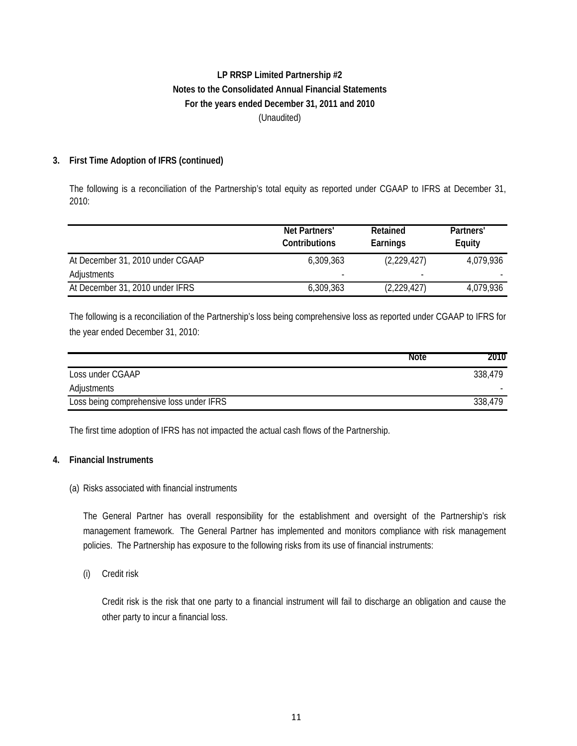**LP RRSP Limited Partnership #2**
**Notes to the Consolidated Annual Financial Statements**
**For the years ended December 31, 2011 and 2010**
(Unaudited)

**3. First Time Adoption of IFRS (continued)**

The following is a reconciliation of the Partnership's total equity as reported under CGAAP to IFRS at December 31, 2010:

| | Net Partners' Contributions | Retained Earnings | Partners' Equity |
|---|---|---|---|
| At December 31, 2010 under CGAAP | 6,309,363 | (2,229,427) | 4,079,936 |
| Adjustments | - | - | - |
| At December 31, 2010 under IFRS | 6,309,363 | (2,229,427) | 4,079,936 |

The following is a reconciliation of the Partnership's loss being comprehensive loss as reported under CGAAP to IFRS for the year ended December 31, 2010:

| | Note | 2010 |
|---|---|---|
| Loss under CGAAP | | 338,479 |
| Adjustments | | - |
| Loss being comprehensive loss under IFRS | | 338,479 |

The first time adoption of IFRS has not impacted the actual cash flows of the Partnership.

**4. Financial Instruments**

(a) Risks associated with financial instruments

The General Partner has overall responsibility for the establishment and oversight of the Partnership's risk management framework. The General Partner has implemented and monitors compliance with risk management policies. The Partnership has exposure to the following risks from its use of financial instruments:

(i) Credit risk

Credit risk is the risk that one party to a financial instrument will fail to discharge an obligation and cause the other party to incur a financial loss.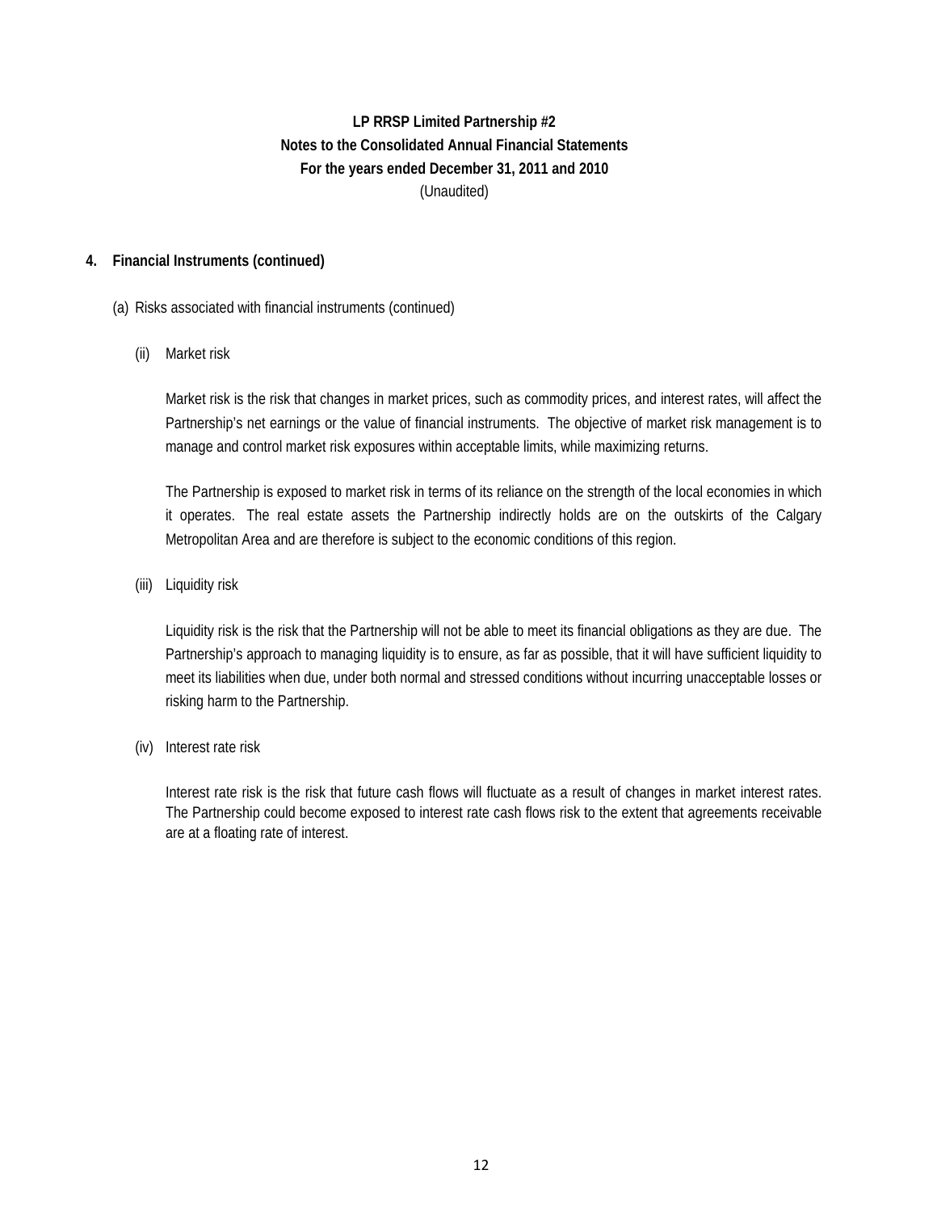**LP RRSP Limited Partnership #2**
**Notes to the Consolidated Annual Financial Statements**
**For the years ended December 31, 2011 and 2010**
(Unaudited)

**4. Financial Instruments (continued)**

(a) Risks associated with financial instruments (continued)

(ii) Market risk

Market risk is the risk that changes in market prices, such as commodity prices, and interest rates, will affect the Partnership's net earnings or the value of financial instruments. The objective of market risk management is to manage and control market risk exposures within acceptable limits, while maximizing returns.

The Partnership is exposed to market risk in terms of its reliance on the strength of the local economies in which it operates. The real estate assets the Partnership indirectly holds are on the outskirts of the Calgary Metropolitan Area and are therefore is subject to the economic conditions of this region.

(iii) Liquidity risk

Liquidity risk is the risk that the Partnership will not be able to meet its financial obligations as they are due. The Partnership's approach to managing liquidity is to ensure, as far as possible, that it will have sufficient liquidity to meet its liabilities when due, under both normal and stressed conditions without incurring unacceptable losses or risking harm to the Partnership.

(iv) Interest rate risk

Interest rate risk is the risk that future cash flows will fluctuate as a result of changes in market interest rates. The Partnership could become exposed to interest rate cash flows risk to the extent that agreements receivable are at a floating rate of interest.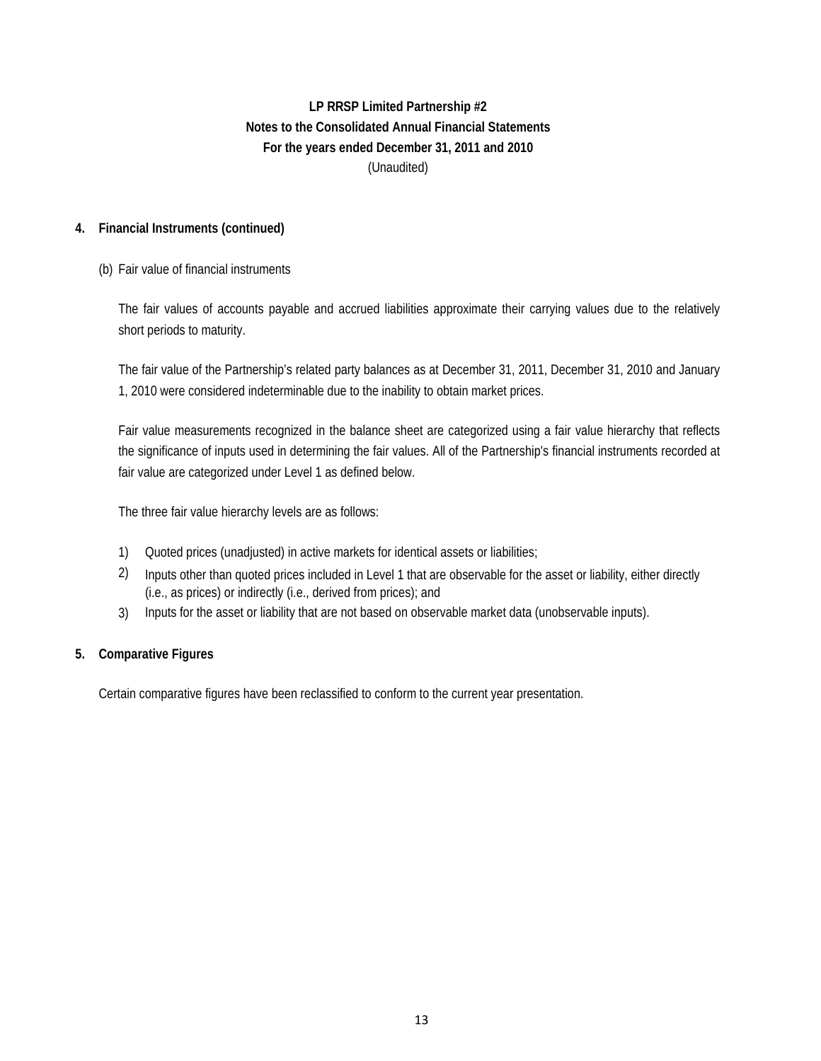**LP RRSP Limited Partnership #2**
**Notes to the Consolidated Annual Financial Statements**
**For the years ended December 31, 2011 and 2010**
(Unaudited)

## 4. Financial Instruments (continued)

(b) Fair value of financial instruments

The fair values of accounts payable and accrued liabilities approximate their carrying values due to the relatively short periods to maturity.

The fair value of the Partnership's related party balances as at December 31, 2011, December 31, 2010 and January 1, 2010 were considered indeterminable due to the inability to obtain market prices.

Fair value measurements recognized in the balance sheet are categorized using a fair value hierarchy that reflects the significance of inputs used in determining the fair values. All of the Partnership's financial instruments recorded at fair value are categorized under Level 1 as defined below.

The three fair value hierarchy levels are as follows:

1) Quoted prices (unadjusted) in active markets for identical assets or liabilities;
2) Inputs other than quoted prices included in Level 1 that are observable for the asset or liability, either directly (i.e., as prices) or indirectly (i.e., derived from prices); and
3) Inputs for the asset or liability that are not based on observable market data (unobservable inputs).

## 5. Comparative Figures

Certain comparative figures have been reclassified to conform to the current year presentation.